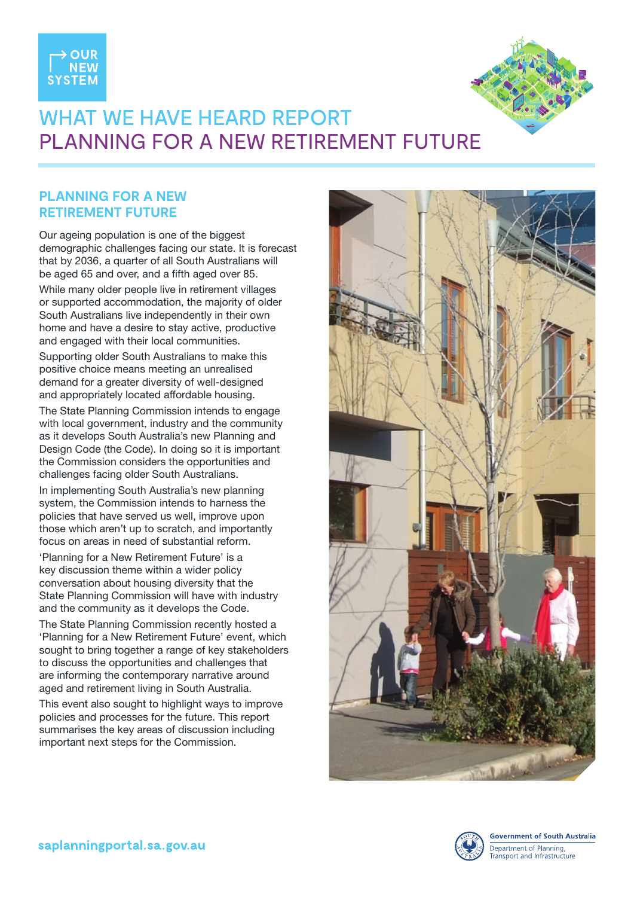OUR NEW SYSTEM

# WHAT WE HAVE HEARD REPORT
# PLANNING FOR A NEW RETIREMENT FUTURE

## PLANNING FOR A NEW RETIREMENT FUTURE

Our ageing population is one of the biggest demographic challenges facing our state. It is forecast that by 2036, a quarter of all South Australians will be aged 65 and over, and a fifth aged over 85.

While many older people live in retirement villages or supported accommodation, the majority of older South Australians live independently in their own home and have a desire to stay active, productive and engaged with their local communities.

Supporting older South Australians to make this positive choice means meeting an unrealised demand for a greater diversity of well-designed and appropriately located affordable housing.

The State Planning Commission intends to engage with local government, industry and the community as it develops South Australia's new Planning and Design Code (the Code). In doing so it is important the Commission considers the opportunities and challenges facing older South Australians.

In implementing South Australia's new planning system, the Commission intends to harness the policies that have served us well, improve upon those which aren't up to scratch, and importantly focus on areas in need of substantial reform.

'Planning for a New Retirement Future' is a key discussion theme within a wider policy conversation about housing diversity that the State Planning Commission will have with industry and the community as it develops the Code.

The State Planning Commission recently hosted a 'Planning for a New Retirement Future' event, which sought to bring together a range of key stakeholders to discuss the opportunities and challenges that are informing the contemporary narrative around aged and retirement living in South Australia.

This event also sought to highlight ways to improve policies and processes for the future. This report summarises the key areas of discussion including important next steps for the Commission.

saplanningportal.sa.gov.au

Government of South Australia
Department of Planning, Transport and Infrastructure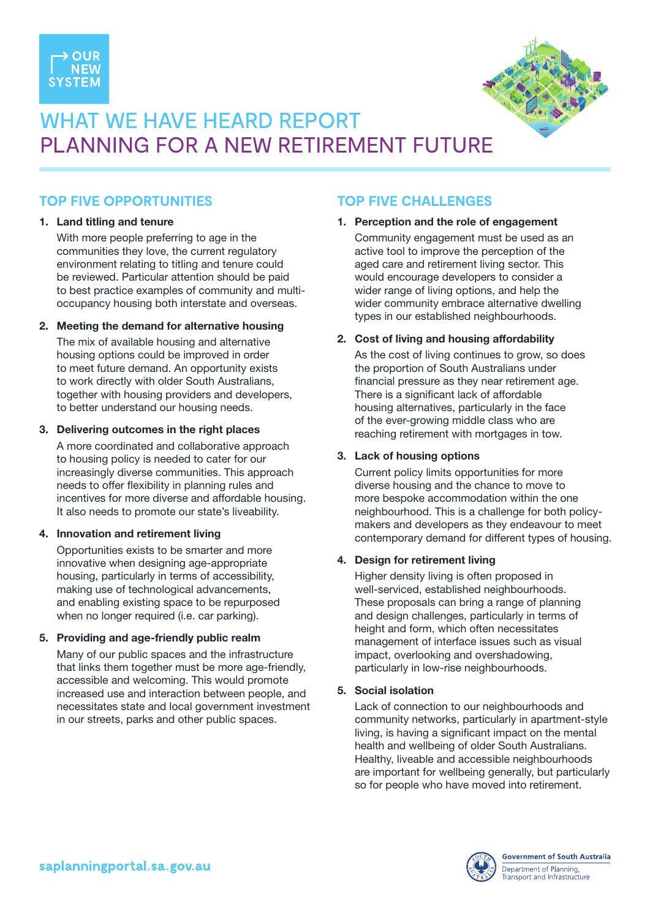OUR NEW SYSTEM

# WHAT WE HAVE HEARD REPORT
# PLANNING FOR A NEW RETIREMENT FUTURE

## TOP FIVE OPPORTUNITIES

1. **Land titling and tenure**

   With more people preferring to age in the communities they love, the current regulatory environment relating to titling and tenure could be reviewed. Particular attention should be paid to best practice examples of community and multi-occupancy housing both interstate and overseas.

2. **Meeting the demand for alternative housing**

   The mix of available housing and alternative housing options could be improved in order to meet future demand. An opportunity exists to work directly with older South Australians, together with housing providers and developers, to better understand our housing needs.

3. **Delivering outcomes in the right places**

   A more coordinated and collaborative approach to housing policy is needed to cater for our increasingly diverse communities. This approach needs to offer flexibility in planning rules and incentives for more diverse and affordable housing. It also needs to promote our state's liveability.

4. **Innovation and retirement living**

   Opportunities exists to be smarter and more innovative when designing age-appropriate housing, particularly in terms of accessibility, making use of technological advancements, and enabling existing space to be repurposed when no longer required (i.e. car parking).

5. **Providing and age-friendly public realm**

   Many of our public spaces and the infrastructure that links them together must be more age-friendly, accessible and welcoming. This would promote increased use and interaction between people, and necessitates state and local government investment in our streets, parks and other public spaces.

## TOP FIVE CHALLENGES

1. **Perception and the role of engagement**

   Community engagement must be used as an active tool to improve the perception of the aged care and retirement living sector. This would encourage developers to consider a wider range of living options, and help the wider community embrace alternative dwelling types in our established neighbourhoods.

2. **Cost of living and housing affordability**

   As the cost of living continues to grow, so does the proportion of South Australians under financial pressure as they near retirement age. There is a significant lack of affordable housing alternatives, particularly in the face of the ever-growing middle class who are reaching retirement with mortgages in tow.

3. **Lack of housing options**

   Current policy limits opportunities for more diverse housing and the chance to move to more bespoke accommodation within the one neighbourhood. This is a challenge for both policy-makers and developers as they endeavour to meet contemporary demand for different types of housing.

4. **Design for retirement living**

   Higher density living is often proposed in well-serviced, established neighbourhoods. These proposals can bring a range of planning and design challenges, particularly in terms of height and form, which often necessitates management of interface issues such as visual impact, overlooking and overshadowing, particularly in low-rise neighbourhoods.

5. **Social isolation**

   Lack of connection to our neighbourhoods and community networks, particularly in apartment-style living, is having a significant impact on the mental health and wellbeing of older South Australians. Healthy, liveable and accessible neighbourhoods are important for wellbeing generally, but particularly so for people who have moved into retirement.

saplanningportal.sa.gov.au

Government of South Australia
Department of Planning, Transport and Infrastructure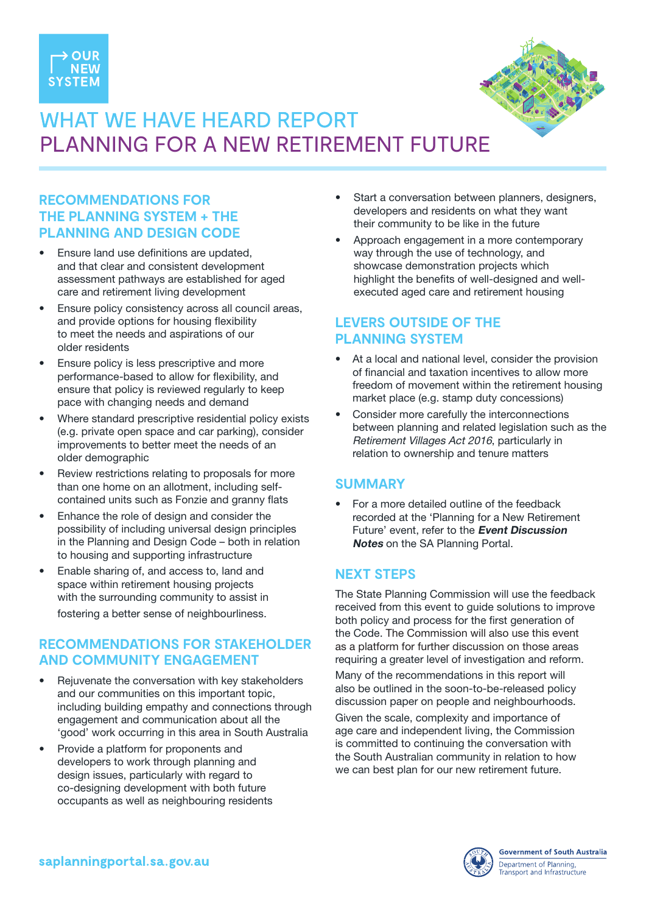OUR NEW SYSTEM

# WHAT WE HAVE HEARD REPORT
# PLANNING FOR A NEW RETIREMENT FUTURE

## RECOMMENDATIONS FOR THE PLANNING SYSTEM + THE PLANNING AND DESIGN CODE

- Ensure land use definitions are updated, and that clear and consistent development assessment pathways are established for aged care and retirement living development
- Ensure policy consistency across all council areas, and provide options for housing flexibility to meet the needs and aspirations of our older residents
- Ensure policy is less prescriptive and more performance-based to allow for flexibility, and ensure that policy is reviewed regularly to keep pace with changing needs and demand
- Where standard prescriptive residential policy exists (e.g. private open space and car parking), consider improvements to better meet the needs of an older demographic
- Review restrictions relating to proposals for more than one home on an allotment, including self-contained units such as Fonzie and granny flats
- Enhance the role of design and consider the possibility of including universal design principles in the Planning and Design Code – both in relation to housing and supporting infrastructure
- Enable sharing of, and access to, land and space within retirement housing projects with the surrounding community to assist in fostering a better sense of neighbourliness.

## RECOMMENDATIONS FOR STAKEHOLDER AND COMMUNITY ENGAGEMENT

- Rejuvenate the conversation with key stakeholders and our communities on this important topic, including building empathy and connections through engagement and communication about all the 'good' work occurring in this area in South Australia
- Provide a platform for proponents and developers to work through planning and design issues, particularly with regard to co-designing development with both future occupants as well as neighbouring residents
- Start a conversation between planners, designers, developers and residents on what they want their community to be like in the future
- Approach engagement in a more contemporary way through the use of technology, and showcase demonstration projects which highlight the benefits of well-designed and well-executed aged care and retirement housing

## LEVERS OUTSIDE OF THE PLANNING SYSTEM

- At a local and national level, consider the provision of financial and taxation incentives to allow more freedom of movement within the retirement housing market place (e.g. stamp duty concessions)
- Consider more carefully the interconnections between planning and related legislation such as the *Retirement Villages Act 2016*, particularly in relation to ownership and tenure matters

## SUMMARY

- For a more detailed outline of the feedback recorded at the 'Planning for a New Retirement Future' event, refer to the ***Event Discussion Notes*** on the SA Planning Portal.

## NEXT STEPS

The State Planning Commission will use the feedback received from this event to guide solutions to improve both policy and process for the first generation of the Code. The Commission will also use this event as a platform for further discussion on those areas requiring a greater level of investigation and reform.

Many of the recommendations in this report will also be outlined in the soon-to-be-released policy discussion paper on people and neighbourhoods.

Given the scale, complexity and importance of age care and independent living, the Commission is committed to continuing the conversation with the South Australian community in relation to how we can best plan for our new retirement future.

saplanningportal.sa.gov.au

Government of South Australia
Department of Planning, Transport and Infrastructure